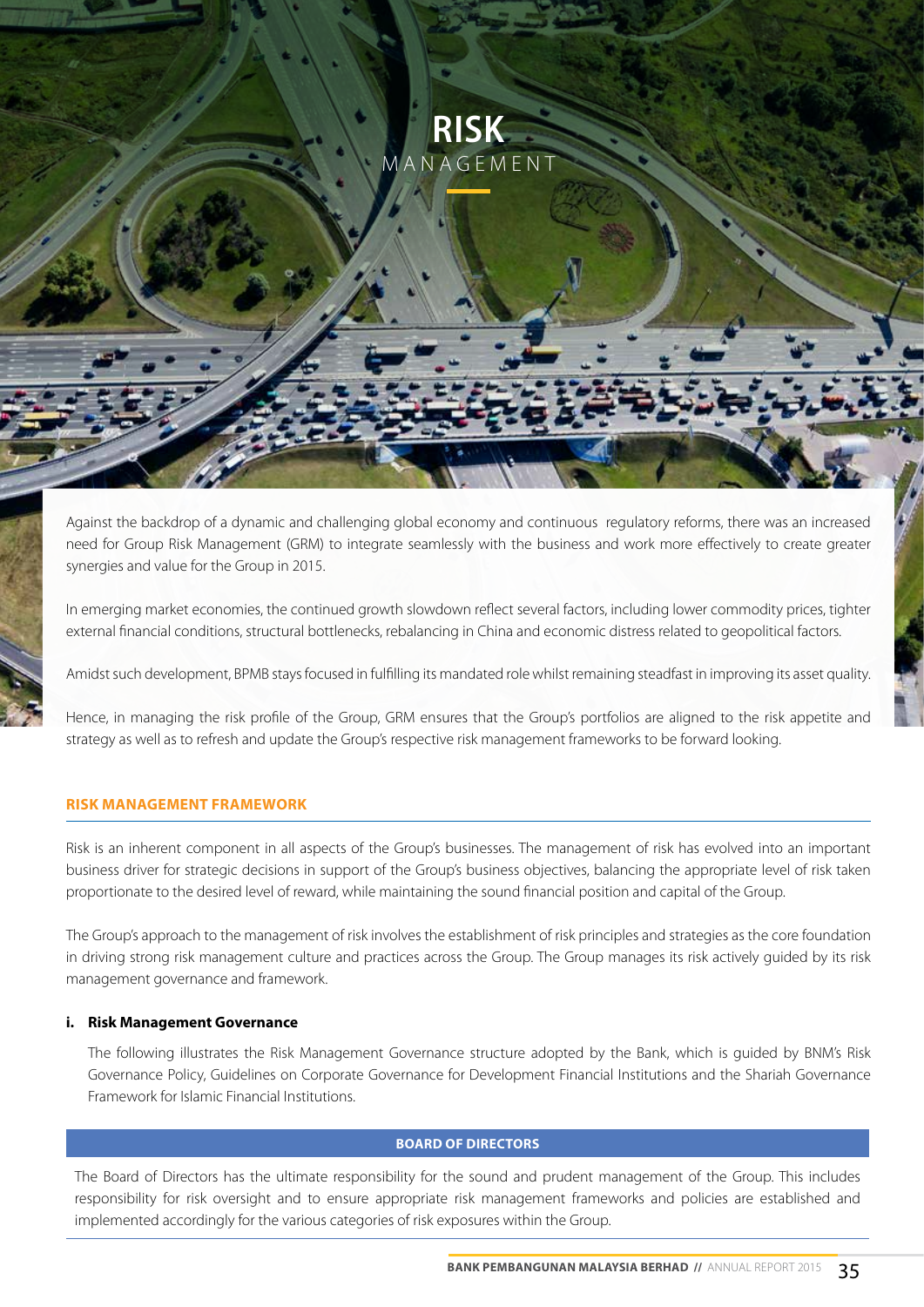# RISK MANAGEMENT

Against the backdrop of a dynamic and challenging global economy and continuous regulatory reforms, there was an increased need for Group Risk Management (GRM) to integrate seamlessly with the business and work more effectively to create greater synergies and value for the Group in 2015.

In emerging market economies, the continued growth slowdown reflect several factors, including lower commodity prices, tighter external financial conditions, structural bottlenecks, rebalancing in China and economic distress related to geopolitical factors.

Amidst such development, BPMB stays focused in fulfilling its mandated role whilst remaining steadfast in improving its asset quality.

Hence, in managing the risk profile of the Group, GRM ensures that the Group's portfolios are aligned to the risk appetite and strategy as well as to refresh and update the Group's respective risk management frameworks to be forward looking.

## RISK MANAGEMENT FRAMEWORK

Risk is an inherent component in all aspects of the Group's businesses. The management of risk has evolved into an important business driver for strategic decisions in support of the Group's business objectives, balancing the appropriate level of risk taken proportionate to the desired level of reward, while maintaining the sound financial position and capital of the Group.

The Group's approach to the management of risk involves the establishment of risk principles and strategies as the core foundation in driving strong risk management culture and practices across the Group. The Group manages its risk actively guided by its risk management governance and framework.

### i. Risk Management Governance

The following illustrates the Risk Management Governance structure adopted by the Bank, which is guided by BNM's Risk Governance Policy, Guidelines on Corporate Governance for Development Financial Institutions and the Shariah Governance Framework for Islamic Financial Institutions.

**BOARD OF DIRECTORS**

The Board of Directors has the ultimate responsibility for the sound and prudent management of the Group. This includes responsibility for risk oversight and to ensure appropriate risk management frameworks and policies are established and implemented accordingly for the various categories of risk exposures within the Group.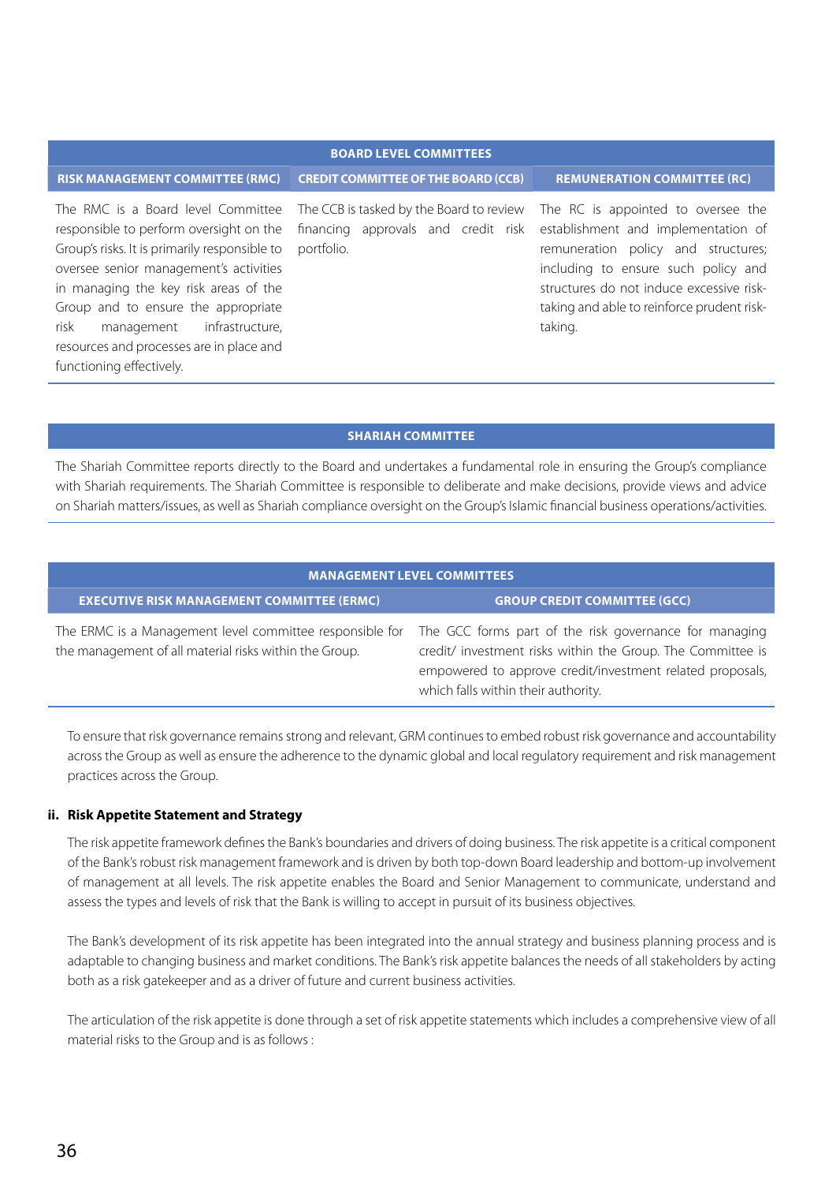| BOARD LEVEL COMMITTEES | | |
|---|---|---|
| **RISK MANAGEMENT COMMITTEE (RMC)** | **CREDIT COMMITTEE OF THE BOARD (CCB)** | **REMUNERATION COMMITTEE (RC)** |
| The RMC is a Board level Committee responsible to perform oversight on the Group's risks. It is primarily responsible to oversee senior management's activities in managing the key risk areas of the Group and to ensure the appropriate risk management infrastructure, resources and processes are in place and functioning effectively. | The CCB is tasked by the Board to review financing approvals and credit risk portfolio. | The RC is appointed to oversee the establishment and implementation of remuneration policy and structures; including to ensure such policy and structures do not induce excessive risk-taking and able to reinforce prudent risk-taking. |

| SHARIAH COMMITTEE |
|---|
| The Shariah Committee reports directly to the Board and undertakes a fundamental role in ensuring the Group's compliance with Shariah requirements. The Shariah Committee is responsible to deliberate and make decisions, provide views and advice on Shariah matters/issues, as well as Shariah compliance oversight on the Group's Islamic financial business operations/activities. |

| MANAGEMENT LEVEL COMMITTEES | |
|---|---|
| **EXECUTIVE RISK MANAGEMENT COMMITTEE (ERMC)** | **GROUP CREDIT COMMITTEE (GCC)** |
| The ERMC is a Management level committee responsible for the management of all material risks within the Group. | The GCC forms part of the risk governance for managing credit/ investment risks within the Group. The Committee is empowered to approve credit/investment related proposals, which falls within their authority. |

To ensure that risk governance remains strong and relevant, GRM continues to embed robust risk governance and accountability across the Group as well as ensure the adherence to the dynamic global and local regulatory requirement and risk management practices across the Group.

**ii. Risk Appetite Statement and Strategy**

The risk appetite framework defines the Bank's boundaries and drivers of doing business. The risk appetite is a critical component of the Bank's robust risk management framework and is driven by both top-down Board leadership and bottom-up involvement of management at all levels. The risk appetite enables the Board and Senior Management to communicate, understand and assess the types and levels of risk that the Bank is willing to accept in pursuit of its business objectives.

The Bank's development of its risk appetite has been integrated into the annual strategy and business planning process and is adaptable to changing business and market conditions. The Bank's risk appetite balances the needs of all stakeholders by acting both as a risk gatekeeper and as a driver of future and current business activities.

The articulation of the risk appetite is done through a set of risk appetite statements which includes a comprehensive view of all material risks to the Group and is as follows :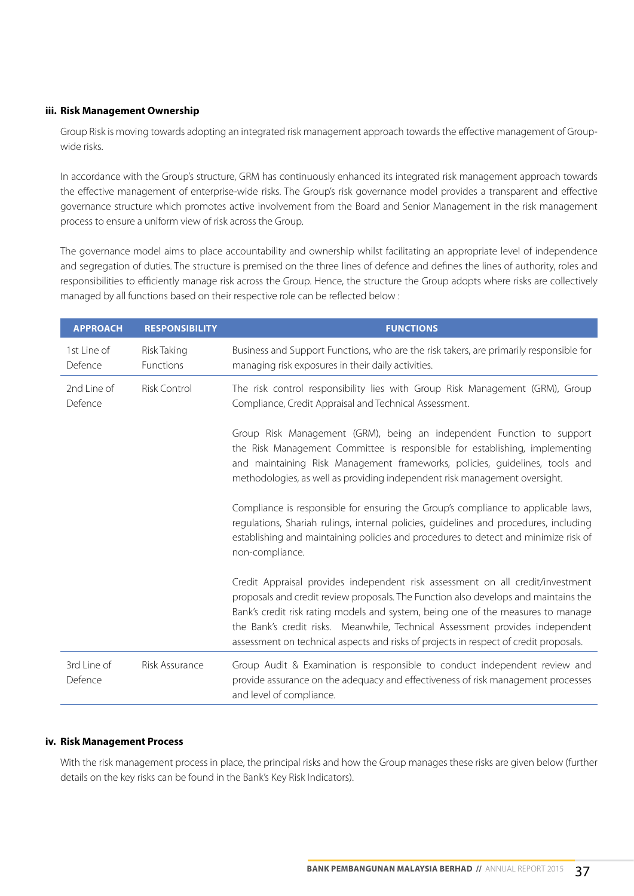### iii. Risk Management Ownership

Group Risk is moving towards adopting an integrated risk management approach towards the effective management of Group-wide risks.

In accordance with the Group's structure, GRM has continuously enhanced its integrated risk management approach towards the effective management of enterprise-wide risks. The Group's risk governance model provides a transparent and effective governance structure which promotes active involvement from the Board and Senior Management in the risk management process to ensure a uniform view of risk across the Group.

The governance model aims to place accountability and ownership whilst facilitating an appropriate level of independence and segregation of duties. The structure is premised on the three lines of defence and defines the lines of authority, roles and responsibilities to efficiently manage risk across the Group. Hence, the structure the Group adopts where risks are collectively managed by all functions based on their respective role can be reflected below :

| APPROACH | RESPONSIBILITY | FUNCTIONS |
|---|---|---|
| 1st Line of Defence | Risk Taking Functions | Business and Support Functions, who are the risk takers, are primarily responsible for managing risk exposures in their daily activities. |
| 2nd Line of Defence | Risk Control | The risk control responsibility lies with Group Risk Management (GRM), Group Compliance, Credit Appraisal and Technical Assessment.<br><br>Group Risk Management (GRM), being an independent Function to support the Risk Management Committee is responsible for establishing, implementing and maintaining Risk Management frameworks, policies, guidelines, tools and methodologies, as well as providing independent risk management oversight.<br><br>Compliance is responsible for ensuring the Group's compliance to applicable laws, regulations, Shariah rulings, internal policies, guidelines and procedures, including establishing and maintaining policies and procedures to detect and minimize risk of non-compliance.<br><br>Credit Appraisal provides independent risk assessment on all credit/investment proposals and credit review proposals. The Function also develops and maintains the Bank's credit risk rating models and system, being one of the measures to manage the Bank's credit risks. Meanwhile, Technical Assessment provides independent assessment on technical aspects and risks of projects in respect of credit proposals. |
| 3rd Line of Defence | Risk Assurance | Group Audit & Examination is responsible to conduct independent review and provide assurance on the adequacy and effectiveness of risk management processes and level of compliance. |

### iv. Risk Management Process

With the risk management process in place, the principal risks and how the Group manages these risks are given below (further details on the key risks can be found in the Bank's Key Risk Indicators).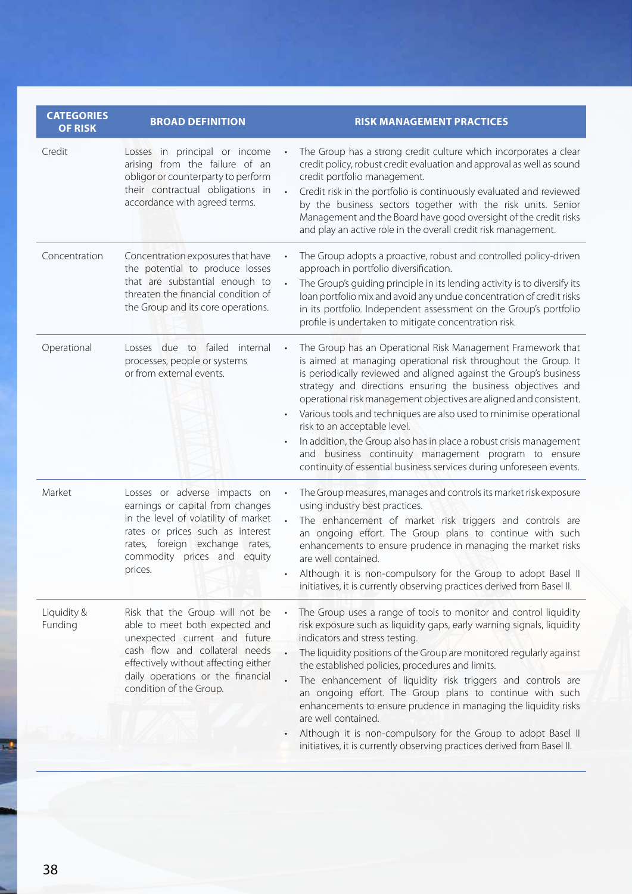| CATEGORIES OF RISK | BROAD DEFINITION | RISK MANAGEMENT PRACTICES |
|---|---|---|
| Credit | Losses in principal or income arising from the failure of an obligor or counterparty to perform their contractual obligations in accordance with agreed terms. | • The Group has a strong credit culture which incorporates a clear credit policy, robust credit evaluation and approval as well as sound credit portfolio management.<br>• Credit risk in the portfolio is continuously evaluated and reviewed by the business sectors together with the risk units. Senior Management and the Board have good oversight of the credit risks and play an active role in the overall credit risk management. |
| Concentration | Concentration exposures that have the potential to produce losses that are substantial enough to threaten the financial condition of the Group and its core operations. | • The Group adopts a proactive, robust and controlled policy-driven approach in portfolio diversification.<br>• The Group's guiding principle in its lending activity is to diversify its loan portfolio mix and avoid any undue concentration of credit risks in its portfolio. Independent assessment on the Group's portfolio profile is undertaken to mitigate concentration risk. |
| Operational | Losses due to failed internal processes, people or systems or from external events. | • The Group has an Operational Risk Management Framework that is aimed at managing operational risk throughout the Group. It is periodically reviewed and aligned against the Group's business strategy and directions ensuring the business objectives and operational risk management objectives are aligned and consistent.<br>• Various tools and techniques are also used to minimise operational risk to an acceptable level.<br>• In addition, the Group also has in place a robust crisis management and business continuity management program to ensure continuity of essential business services during unforeseen events. |
| Market | Losses or adverse impacts on earnings or capital from changes in the level of volatility of market rates or prices such as interest rates, foreign exchange rates, commodity prices and equity prices. | • The Group measures, manages and controls its market risk exposure using industry best practices.<br>• The enhancement of market risk triggers and controls are an ongoing effort. The Group plans to continue with such enhancements to ensure prudence in managing the market risks are well contained.<br>• Although it is non-compulsory for the Group to adopt Basel II initiatives, it is currently observing practices derived from Basel II. |
| Liquidity & Funding | Risk that the Group will not be able to meet both expected and unexpected current and future cash flow and collateral needs effectively without affecting either daily operations or the financial condition of the Group. | • The Group uses a range of tools to monitor and control liquidity risk exposure such as liquidity gaps, early warning signals, liquidity indicators and stress testing.<br>• The liquidity positions of the Group are monitored regularly against the established policies, procedures and limits.<br>• The enhancement of liquidity risk triggers and controls are an ongoing effort. The Group plans to continue with such enhancements to ensure prudence in managing the liquidity risks are well contained.<br>• Although it is non-compulsory for the Group to adopt Basel II initiatives, it is currently observing practices derived from Basel II. |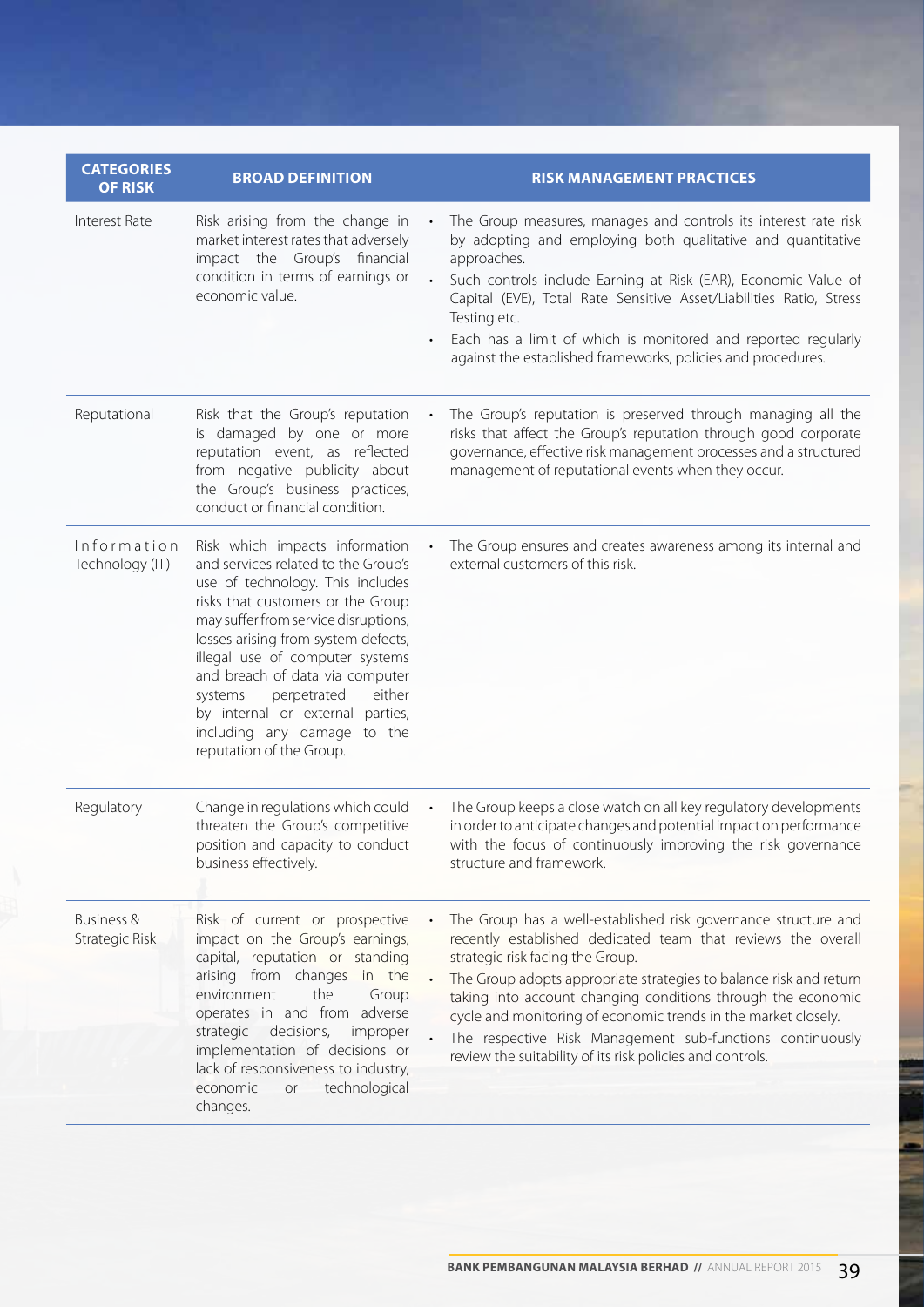| CATEGORIES OF RISK | BROAD DEFINITION | RISK MANAGEMENT PRACTICES |
|---|---|---|
| Interest Rate | Risk arising from the change in market interest rates that adversely impact the Group's financial condition in terms of earnings or economic value. | • The Group measures, manages and controls its interest rate risk by adopting and employing both qualitative and quantitative approaches.<br>• Such controls include Earning at Risk (EAR), Economic Value of Capital (EVE), Total Rate Sensitive Asset/Liabilities Ratio, Stress Testing etc.<br>• Each has a limit of which is monitored and reported regularly against the established frameworks, policies and procedures. |
| Reputational | Risk that the Group's reputation is damaged by one or more reputation event, as reflected from negative publicity about the Group's business practices, conduct or financial condition. | • The Group's reputation is preserved through managing all the risks that affect the Group's reputation through good corporate governance, effective risk management processes and a structured management of reputational events when they occur. |
| Information Technology (IT) | Risk which impacts information and services related to the Group's use of technology. This includes risks that customers or the Group may suffer from service disruptions, losses arising from system defects, illegal use of computer systems and breach of data via computer systems perpetrated either by internal or external parties, including any damage to the reputation of the Group. | • The Group ensures and creates awareness among its internal and external customers of this risk. |
| Regulatory | Change in regulations which could threaten the Group's competitive position and capacity to conduct business effectively. | • The Group keeps a close watch on all key regulatory developments in order to anticipate changes and potential impact on performance with the focus of continuously improving the risk governance structure and framework. |
| Business & Strategic Risk | Risk of current or prospective impact on the Group's earnings, capital, reputation or standing arising from changes in the environment the Group operates in and from adverse strategic decisions, improper implementation of decisions or lack of responsiveness to industry, economic or technological changes. | • The Group has a well-established risk governance structure and recently established dedicated team that reviews the overall strategic risk facing the Group.<br>• The Group adopts appropriate strategies to balance risk and return taking into account changing conditions through the economic cycle and monitoring of economic trends in the market closely.<br>• The respective Risk Management sub-functions continuously review the suitability of its risk policies and controls. |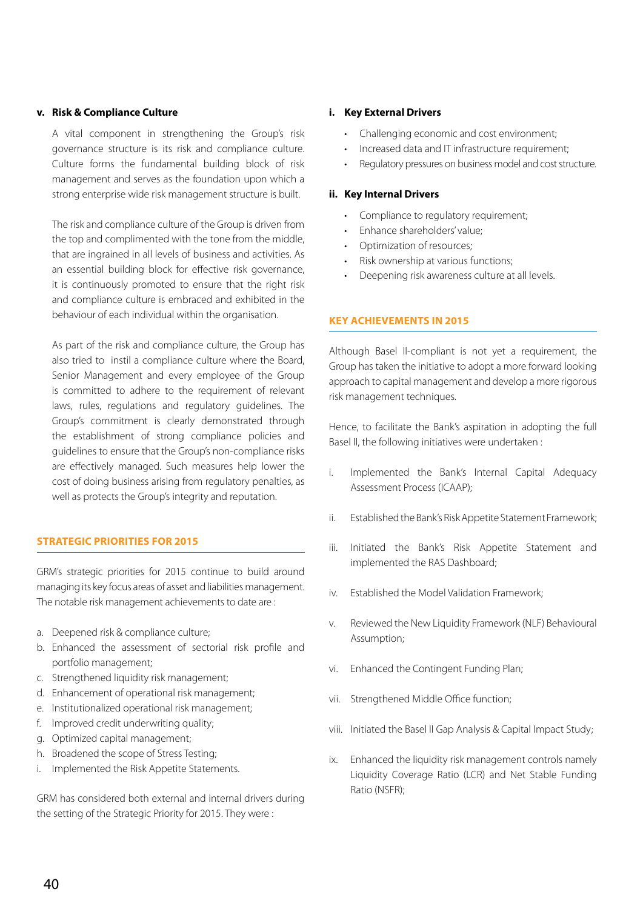**v. Risk & Compliance Culture**

A vital component in strengthening the Group's risk governance structure is its risk and compliance culture. Culture forms the fundamental building block of risk management and serves as the foundation upon which a strong enterprise wide risk management structure is built.

The risk and compliance culture of the Group is driven from the top and complimented with the tone from the middle, that are ingrained in all levels of business and activities. As an essential building block for effective risk governance, it is continuously promoted to ensure that the right risk and compliance culture is embraced and exhibited in the behaviour of each individual within the organisation.

As part of the risk and compliance culture, the Group has also tried to instil a compliance culture where the Board, Senior Management and every employee of the Group is committed to adhere to the requirement of relevant laws, rules, regulations and regulatory guidelines. The Group's commitment is clearly demonstrated through the establishment of strong compliance policies and guidelines to ensure that the Group's non-compliance risks are effectively managed. Such measures help lower the cost of doing business arising from regulatory penalties, as well as protects the Group's integrity and reputation.

## STRATEGIC PRIORITIES FOR 2015

GRM's strategic priorities for 2015 continue to build around managing its key focus areas of asset and liabilities management. The notable risk management achievements to date are :

a. Deepened risk & compliance culture;
b. Enhanced the assessment of sectorial risk profile and portfolio management;
c. Strengthened liquidity risk management;
d. Enhancement of operational risk management;
e. Institutionalized operational risk management;
f. Improved credit underwriting quality;
g. Optimized capital management;
h. Broadened the scope of Stress Testing;
i. Implemented the Risk Appetite Statements.

GRM has considered both external and internal drivers during the setting of the Strategic Priority for 2015. They were :

**i. Key External Drivers**

- Challenging economic and cost environment;
- Increased data and IT infrastructure requirement;
- Regulatory pressures on business model and cost structure.

**ii. Key Internal Drivers**

- Compliance to regulatory requirement;
- Enhance shareholders' value;
- Optimization of resources;
- Risk ownership at various functions;
- Deepening risk awareness culture at all levels.

## KEY ACHIEVEMENTS IN 2015

Although Basel II-compliant is not yet a requirement, the Group has taken the initiative to adopt a more forward looking approach to capital management and develop a more rigorous risk management techniques.

Hence, to facilitate the Bank's aspiration in adopting the full Basel II, the following initiatives were undertaken :

i. Implemented the Bank's Internal Capital Adequacy Assessment Process (ICAAP);

ii. Established the Bank's Risk Appetite Statement Framework;

iii. Initiated the Bank's Risk Appetite Statement and implemented the RAS Dashboard;

iv. Established the Model Validation Framework;

v. Reviewed the New Liquidity Framework (NLF) Behavioural Assumption;

vi. Enhanced the Contingent Funding Plan;

vii. Strengthened Middle Office function;

viii. Initiated the Basel II Gap Analysis & Capital Impact Study;

ix. Enhanced the liquidity risk management controls namely Liquidity Coverage Ratio (LCR) and Net Stable Funding Ratio (NSFR);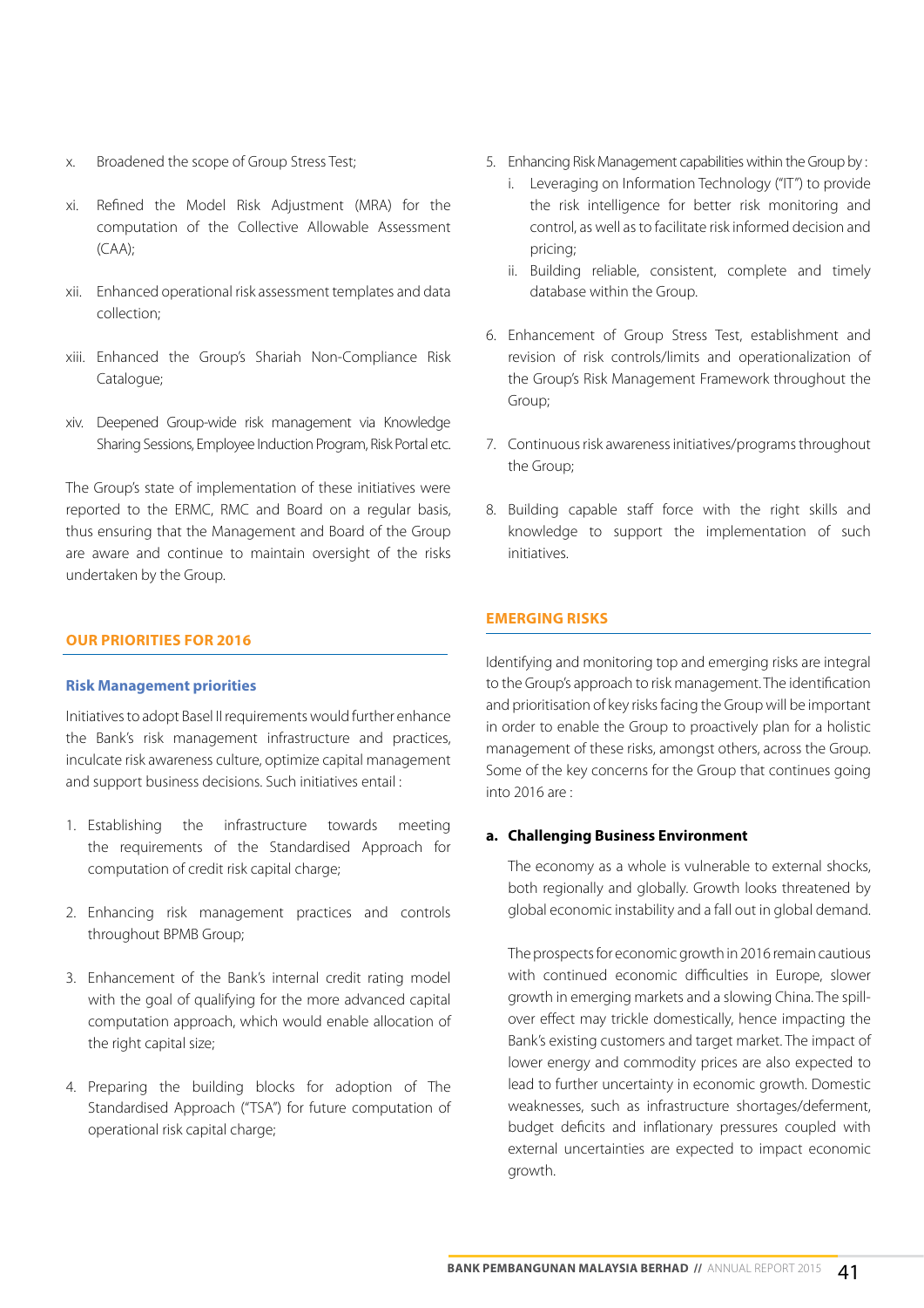x. Broadened the scope of Group Stress Test;

xi. Refined the Model Risk Adjustment (MRA) for the computation of the Collective Allowable Assessment (CAA);

xii. Enhanced operational risk assessment templates and data collection;

xiii. Enhanced the Group's Shariah Non-Compliance Risk Catalogue;

xiv. Deepened Group-wide risk management via Knowledge Sharing Sessions, Employee Induction Program, Risk Portal etc.

The Group's state of implementation of these initiatives were reported to the ERMC, RMC and Board on a regular basis, thus ensuring that the Management and Board of the Group are aware and continue to maintain oversight of the risks undertaken by the Group.

## OUR PRIORITIES FOR 2016

### Risk Management priorities

Initiatives to adopt Basel II requirements would further enhance the Bank's risk management infrastructure and practices, inculcate risk awareness culture, optimize capital management and support business decisions. Such initiatives entail :

1. Establishing the infrastructure towards meeting the requirements of the Standardised Approach for computation of credit risk capital charge;
2. Enhancing risk management practices and controls throughout BPMB Group;
3. Enhancement of the Bank's internal credit rating model with the goal of qualifying for the more advanced capital computation approach, which would enable allocation of the right capital size;
4. Preparing the building blocks for adoption of The Standardised Approach ("TSA") for future computation of operational risk capital charge;
5. Enhancing Risk Management capabilities within the Group by :
   i. Leveraging on Information Technology ("IT") to provide the risk intelligence for better risk monitoring and control, as well as to facilitate risk informed decision and pricing;
   ii. Building reliable, consistent, complete and timely database within the Group.
6. Enhancement of Group Stress Test, establishment and revision of risk controls/limits and operationalization of the Group's Risk Management Framework throughout the Group;
7. Continuous risk awareness initiatives/programs throughout the Group;
8. Building capable staff force with the right skills and knowledge to support the implementation of such initiatives.

## EMERGING RISKS

Identifying and monitoring top and emerging risks are integral to the Group's approach to risk management. The identification and prioritisation of key risks facing the Group will be important in order to enable the Group to proactively plan for a holistic management of these risks, amongst others, across the Group. Some of the key concerns for the Group that continues going into 2016 are :

**a. Challenging Business Environment**

The economy as a whole is vulnerable to external shocks, both regionally and globally. Growth looks threatened by global economic instability and a fall out in global demand.

The prospects for economic growth in 2016 remain cautious with continued economic difficulties in Europe, slower growth in emerging markets and a slowing China. The spill-over effect may trickle domestically, hence impacting the Bank's existing customers and target market. The impact of lower energy and commodity prices are also expected to lead to further uncertainty in economic growth. Domestic weaknesses, such as infrastructure shortages/deferment, budget deficits and inflationary pressures coupled with external uncertainties are expected to impact economic growth.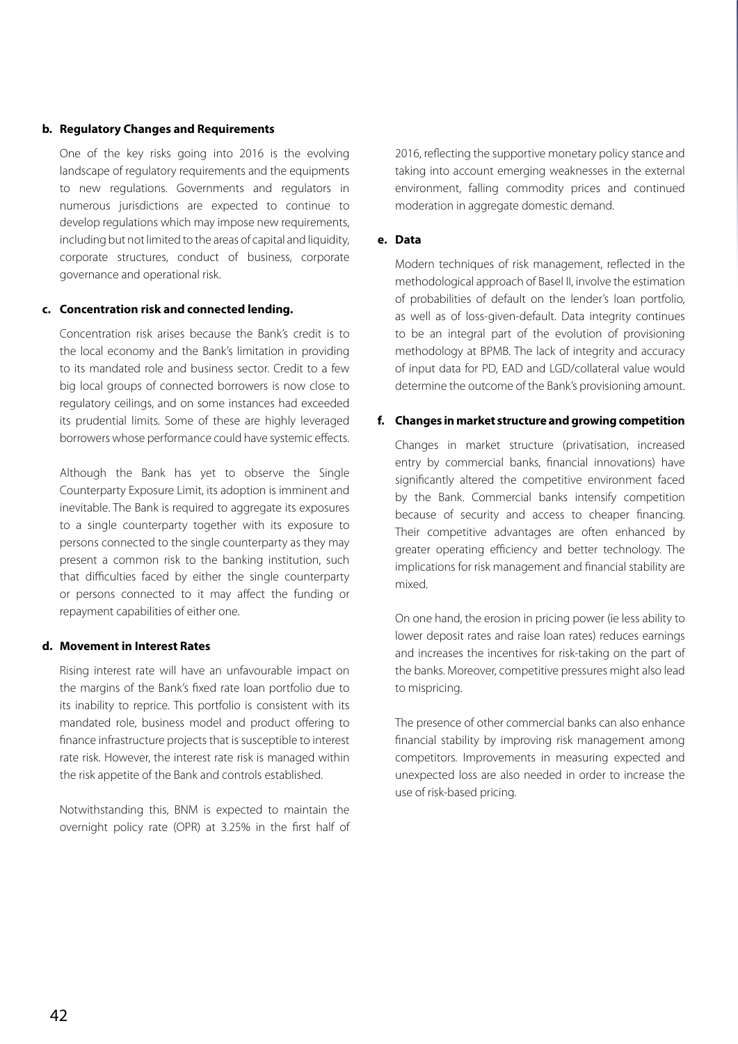**b. Regulatory Changes and Requirements**

One of the key risks going into 2016 is the evolving landscape of regulatory requirements and the equipments to new regulations. Governments and regulators in numerous jurisdictions are expected to continue to develop regulations which may impose new requirements, including but not limited to the areas of capital and liquidity, corporate structures, conduct of business, corporate governance and operational risk.

**c. Concentration risk and connected lending.**

Concentration risk arises because the Bank's credit is to the local economy and the Bank's limitation in providing to its mandated role and business sector. Credit to a few big local groups of connected borrowers is now close to regulatory ceilings, and on some instances had exceeded its prudential limits. Some of these are highly leveraged borrowers whose performance could have systemic effects.

Although the Bank has yet to observe the Single Counterparty Exposure Limit, its adoption is imminent and inevitable. The Bank is required to aggregate its exposures to a single counterparty together with its exposure to persons connected to the single counterparty as they may present a common risk to the banking institution, such that difficulties faced by either the single counterparty or persons connected to it may affect the funding or repayment capabilities of either one.

**d. Movement in Interest Rates**

Rising interest rate will have an unfavourable impact on the margins of the Bank's fixed rate loan portfolio due to its inability to reprice. This portfolio is consistent with its mandated role, business model and product offering to finance infrastructure projects that is susceptible to interest rate risk. However, the interest rate risk is managed within the risk appetite of the Bank and controls established.

Notwithstanding this, BNM is expected to maintain the overnight policy rate (OPR) at 3.25% in the first half of 2016, reflecting the supportive monetary policy stance and taking into account emerging weaknesses in the external environment, falling commodity prices and continued moderation in aggregate domestic demand.

**e. Data**

Modern techniques of risk management, reflected in the methodological approach of Basel II, involve the estimation of probabilities of default on the lender's loan portfolio, as well as of loss-given-default. Data integrity continues to be an integral part of the evolution of provisioning methodology at BPMB. The lack of integrity and accuracy of input data for PD, EAD and LGD/collateral value would determine the outcome of the Bank's provisioning amount.

**f. Changes in market structure and growing competition**

Changes in market structure (privatisation, increased entry by commercial banks, financial innovations) have significantly altered the competitive environment faced by the Bank. Commercial banks intensify competition because of security and access to cheaper financing. Their competitive advantages are often enhanced by greater operating efficiency and better technology. The implications for risk management and financial stability are mixed.

On one hand, the erosion in pricing power (ie less ability to lower deposit rates and raise loan rates) reduces earnings and increases the incentives for risk-taking on the part of the banks. Moreover, competitive pressures might also lead to mispricing.

The presence of other commercial banks can also enhance financial stability by improving risk management among competitors. Improvements in measuring expected and unexpected loss are also needed in order to increase the use of risk-based pricing.